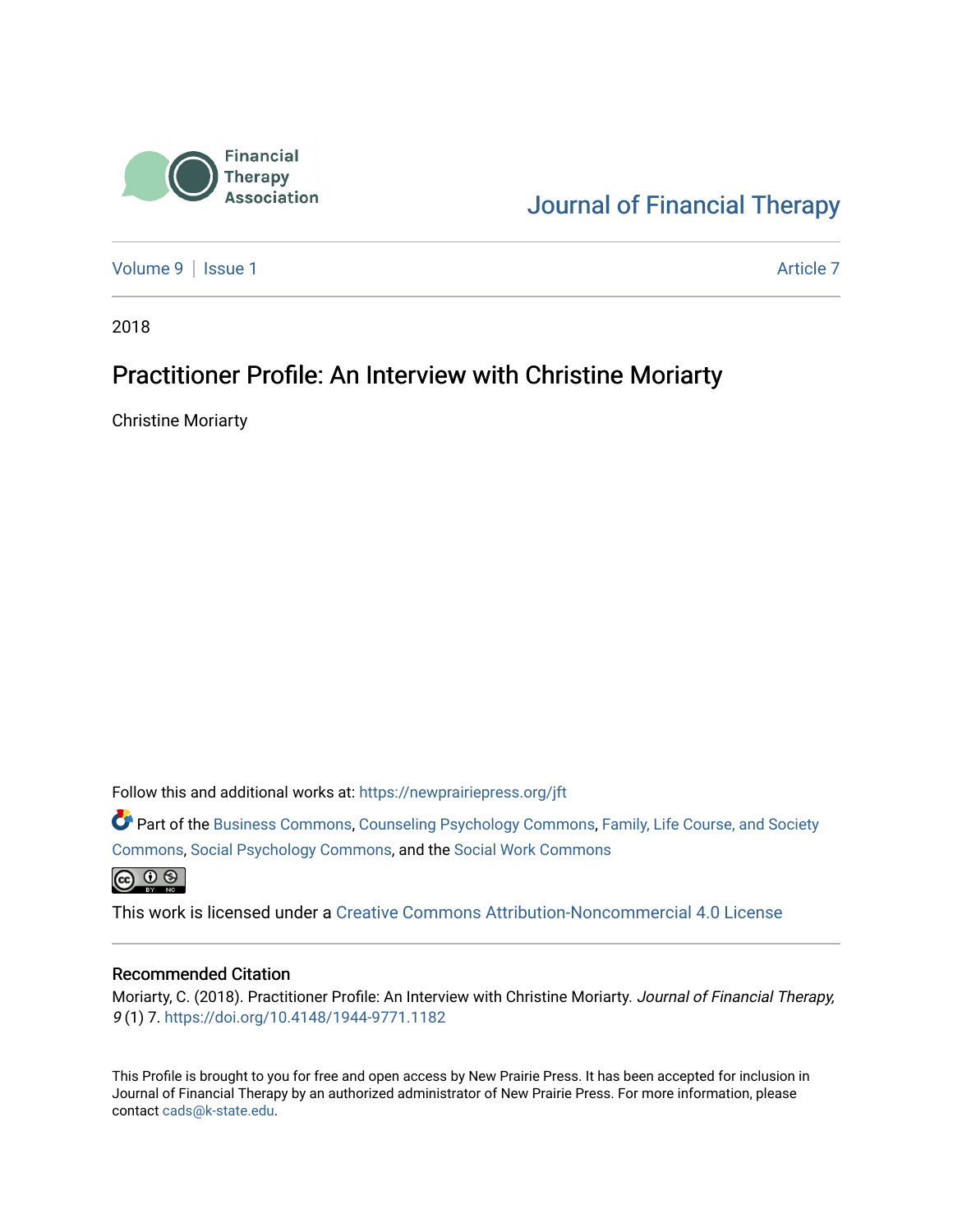Financial Therapy Association

Journal of Financial Therapy

Volume 9 | Issue 1 | Article 7

2018

# Practitioner Profile: An Interview with Christine Moriarty

Christine Moriarty

Follow this and additional works at: https://newprairiepress.org/jft

Part of the Business Commons, Counseling Psychology Commons, Family, Life Course, and Society Commons, Social Psychology Commons, and the Social Work Commons

This work is licensed under a Creative Commons Attribution-Noncommercial 4.0 License

## Recommended Citation

Moriarty, C. (2018). Practitioner Profile: An Interview with Christine Moriarty. *Journal of Financial Therapy, 9* (1) 7. https://doi.org/10.4148/1944-9771.1182

This Profile is brought to you for free and open access by New Prairie Press. It has been accepted for inclusion in Journal of Financial Therapy by an authorized administrator of New Prairie Press. For more information, please contact cads@k-state.edu.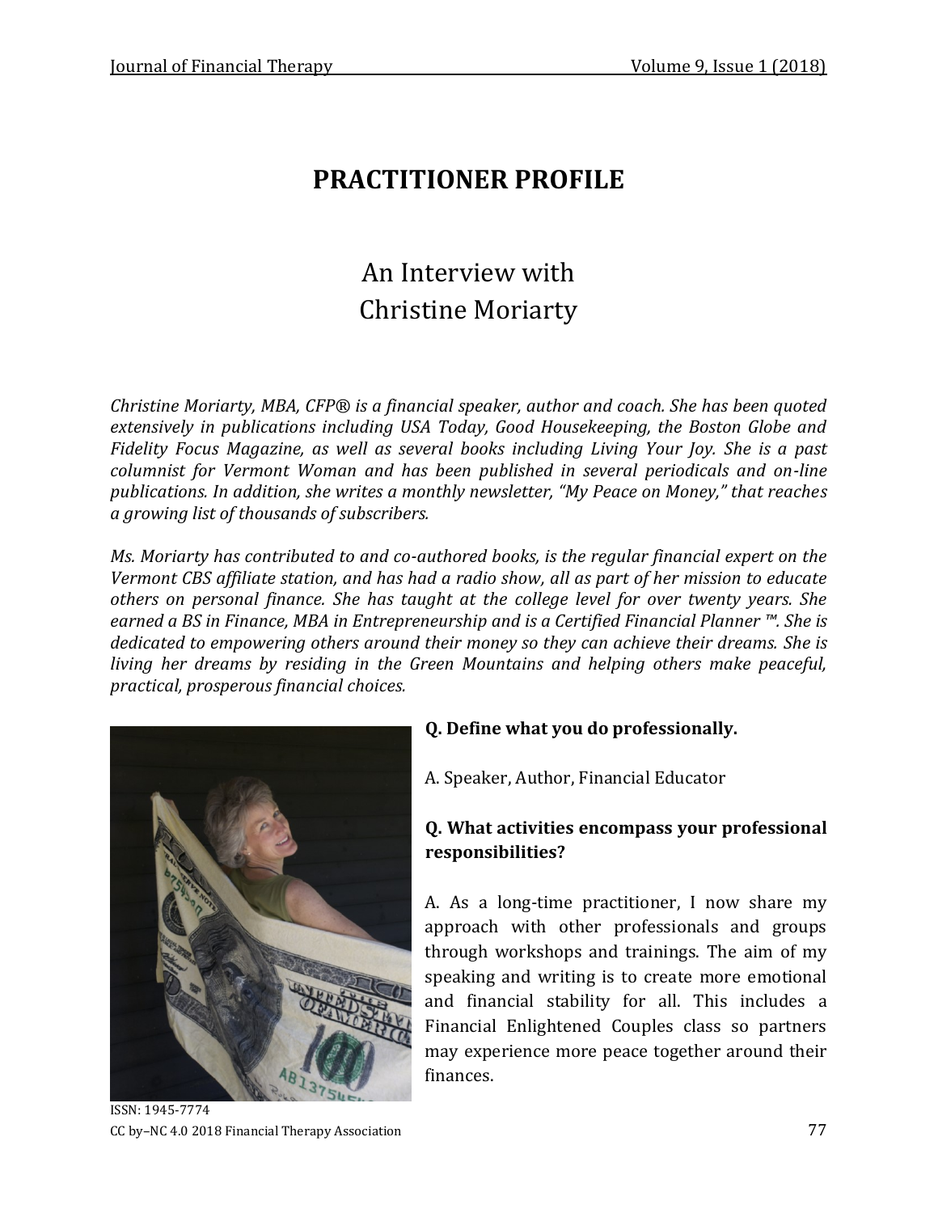# PRACTITIONER PROFILE

## An Interview with Christine Moriarty

*Christine Moriarty, MBA, CFP® is a financial speaker, author and coach. She has been quoted extensively in publications including USA Today, Good Housekeeping, the Boston Globe and Fidelity Focus Magazine, as well as several books including Living Your Joy. She is a past columnist for Vermont Woman and has been published in several periodicals and on-line publications. In addition, she writes a monthly newsletter, "My Peace on Money," that reaches a growing list of thousands of subscribers.*

*Ms. Moriarty has contributed to and co-authored books, is the regular financial expert on the Vermont CBS affiliate station, and has had a radio show, all as part of her mission to educate others on personal finance. She has taught at the college level for over twenty years. She earned a BS in Finance, MBA in Entrepreneurship and is a Certified Financial Planner ™. She is dedicated to empowering others around their money so they can achieve their dreams. She is living her dreams by residing in the Green Mountains and helping others make peaceful, practical, prosperous financial choices.*

**Q. Define what you do professionally.**

A. Speaker, Author, Financial Educator

**Q. What activities encompass your professional responsibilities?**

A. As a long-time practitioner, I now share my approach with other professionals and groups through workshops and trainings. The aim of my speaking and writing is to create more emotional and financial stability for all. This includes a Financial Enlightened Couples class so partners may experience more peace together around their finances.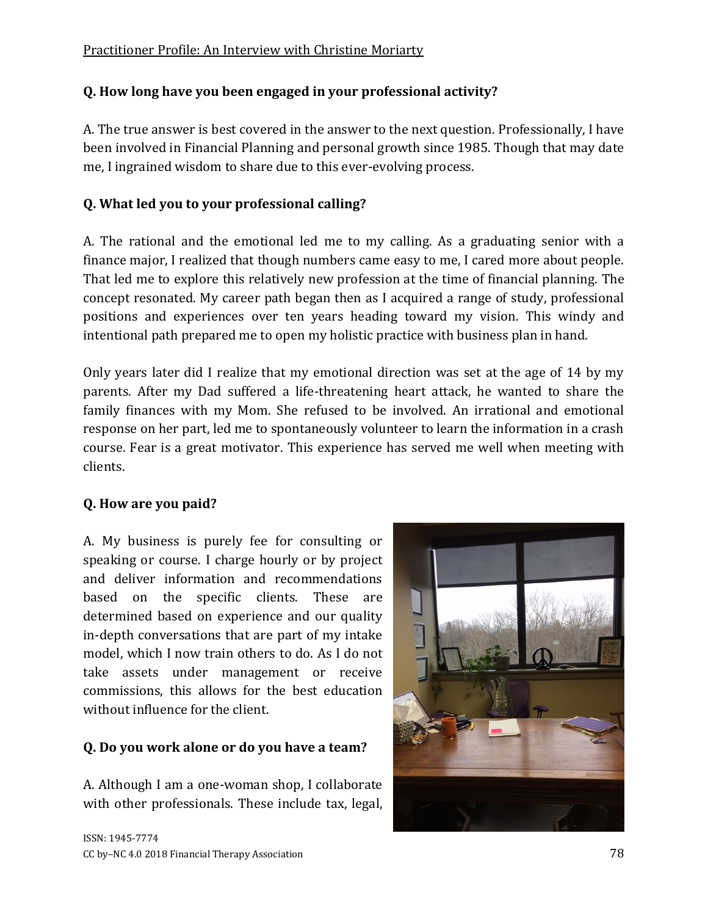Practitioner Profile: An Interview with Christine Moriarty

**Q. How long have you been engaged in your professional activity?**

A. The true answer is best covered in the answer to the next question. Professionally, I have been involved in Financial Planning and personal growth since 1985. Though that may date me, I ingrained wisdom to share due to this ever-evolving process.

**Q. What led you to your professional calling?**

A. The rational and the emotional led me to my calling. As a graduating senior with a finance major, I realized that though numbers came easy to me, I cared more about people. That led me to explore this relatively new profession at the time of financial planning. The concept resonated. My career path began then as I acquired a range of study, professional positions and experiences over ten years heading toward my vision. This windy and intentional path prepared me to open my holistic practice with business plan in hand.

Only years later did I realize that my emotional direction was set at the age of 14 by my parents. After my Dad suffered a life-threatening heart attack, he wanted to share the family finances with my Mom. She refused to be involved. An irrational and emotional response on her part, led me to spontaneously volunteer to learn the information in a crash course. Fear is a great motivator. This experience has served me well when meeting with clients.

**Q. How are you paid?**

A. My business is purely fee for consulting or speaking or course. I charge hourly or by project and deliver information and recommendations based on the specific clients. These are determined based on experience and our quality in-depth conversations that are part of my intake model, which I now train others to do. As I do not take assets under management or receive commissions, this allows for the best education without influence for the client.

**Q. Do you work alone or do you have a team?**

A. Although I am a one-woman shop, I collaborate with other professionals. These include tax, legal,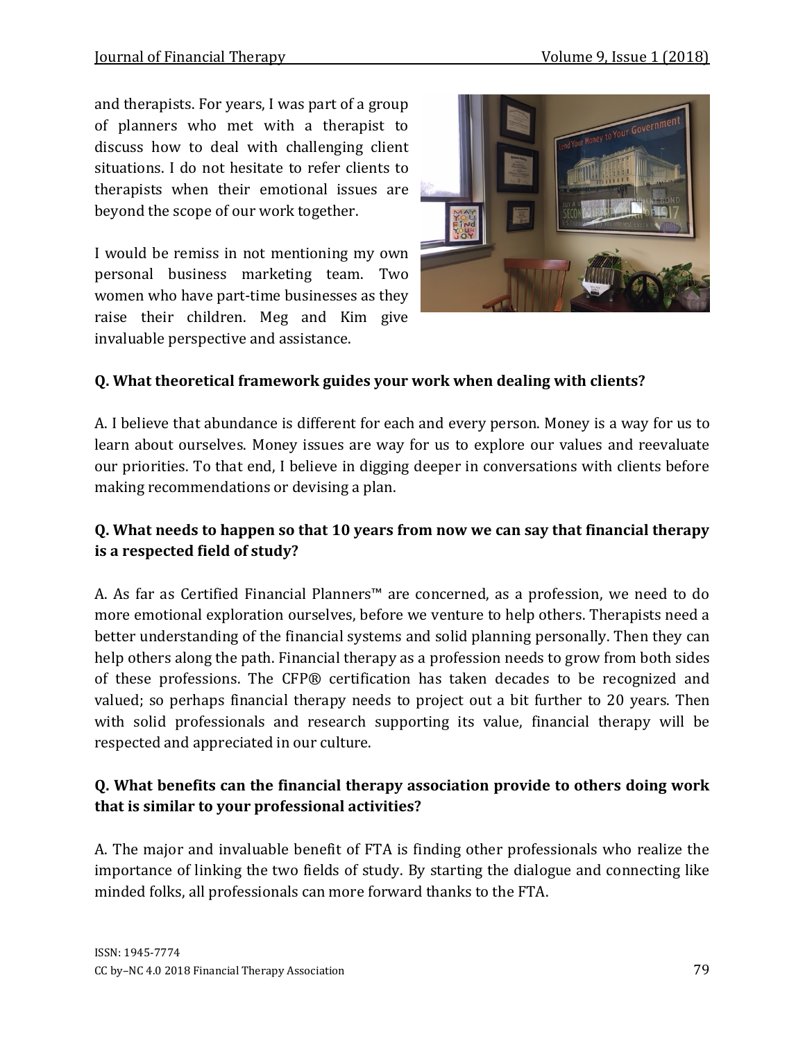and therapists. For years, I was part of a group of planners who met with a therapist to discuss how to deal with challenging client situations. I do not hesitate to refer clients to therapists when their emotional issues are beyond the scope of our work together.

I would be remiss in not mentioning my own personal business marketing team. Two women who have part-time businesses as they raise their children. Meg and Kim give invaluable perspective and assistance.

**Q. What theoretical framework guides your work when dealing with clients?**

A. I believe that abundance is different for each and every person. Money is a way for us to learn about ourselves. Money issues are way for us to explore our values and reevaluate our priorities. To that end, I believe in digging deeper in conversations with clients before making recommendations or devising a plan.

**Q. What needs to happen so that 10 years from now we can say that financial therapy is a respected field of study?**

A. As far as Certified Financial Planners™ are concerned, as a profession, we need to do more emotional exploration ourselves, before we venture to help others. Therapists need a better understanding of the financial systems and solid planning personally. Then they can help others along the path. Financial therapy as a profession needs to grow from both sides of these professions. The CFP® certification has taken decades to be recognized and valued; so perhaps financial therapy needs to project out a bit further to 20 years. Then with solid professionals and research supporting its value, financial therapy will be respected and appreciated in our culture.

**Q. What benefits can the financial therapy association provide to others doing work that is similar to your professional activities?**

A. The major and invaluable benefit of FTA is finding other professionals who realize the importance of linking the two fields of study. By starting the dialogue and connecting like minded folks, all professionals can more forward thanks to the FTA.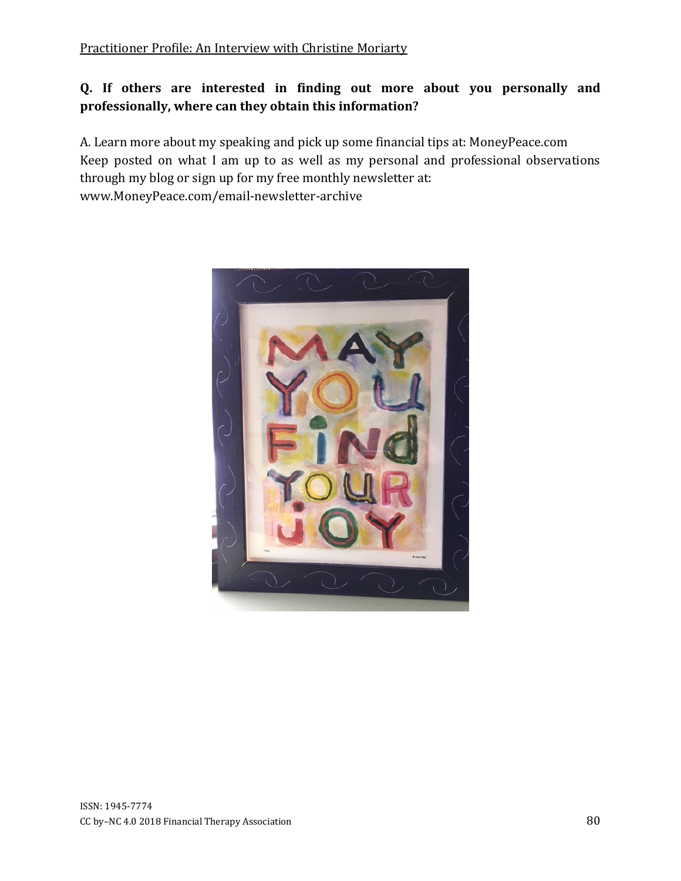**Q. If others are interested in finding out more about you personally and professionally, where can they obtain this information?**

A. Learn more about my speaking and pick up some financial tips at: MoneyPeace.com
Keep posted on what I am up to as well as my personal and professional observations through my blog or sign up for my free monthly newsletter at:
www.MoneyPeace.com/email-newsletter-archive